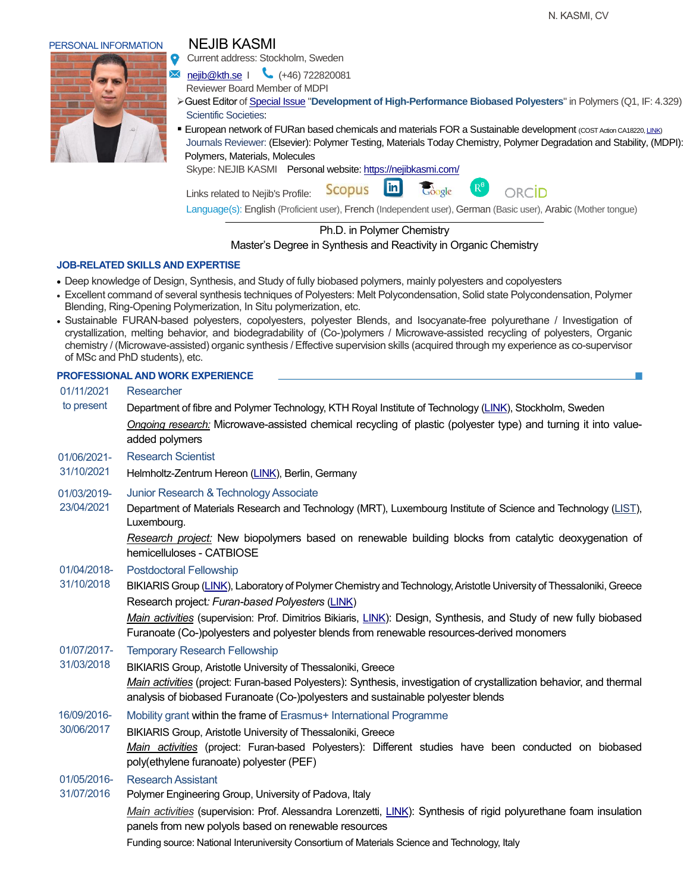PERSONAL INFORMATION

# NEJIB KASMI

Current address: Stockholm, Sweden

nejib@kth.se | (+46) 722820081

Reviewer Board Member of MDPI

- Guest Editor of Special Issue "**Development of High-Performance Biobased Polyesters**" in Polymers (Q1, IF: 4.329)

Scientific Societies:

- European network of FURan based chemicals and materials FOR a Sustainable development (COST Action CA18220, LINK)

Journals Reviewer: (Elsevier): Polymer Testing, Materials Today Chemistry, Polymer Degradation and Stability, (MDPI): Polymers, Materials, Molecules

Skype: NEJIB KASMI Personal website: https://nejibkasmi.com/

Links related to Nejib's Profile: Scopus, LinkedIn, Google, RG, ORCID

Language(s): English (Proficient user), French (Independent user), German (Basic user), Arabic (Mother tongue)

Ph.D. in Polymer Chemistry

Master's Degree in Synthesis and Reactivity in Organic Chemistry

## JOB-RELATED SKILLS AND EXPERTISE

- Deep knowledge of Design, Synthesis, and Study of fully biobased polymers, mainly polyesters and copolyesters
- Excellent command of several synthesis techniques of Polyesters: Melt Polycondensation, Solid state Polycondensation, Polymer Blending, Ring-Opening Polymerization, In Situ polymerization, etc.
- Sustainable FURAN-based polyesters, copolyesters, polyester Blends, and Isocyanate-free polyurethane / Investigation of crystallization, melting behavior, and biodegradability of (Co-)polymers / Microwave-assisted recycling of polyesters, Organic chemistry / (Microwave-assisted) organic synthesis / Effective supervision skills (acquired through my experience as co-supervisor of MSc and PhD students), etc.

## PROFESSIONAL AND WORK EXPERIENCE

**01/11/2021 to present — Researcher**

Department of fibre and Polymer Technology, KTH Royal Institute of Technology (LINK), Stockholm, Sweden

*Ongoing research:* Microwave-assisted chemical recycling of plastic (polyester type) and turning it into value-added polymers

**01/06/2021-31/10/2021 — Research Scientist**

Helmholtz-Zentrum Hereon (LINK), Berlin, Germany

**01/03/2019-23/04/2021 — Junior Research & Technology Associate**

Department of Materials Research and Technology (MRT), Luxembourg Institute of Science and Technology (LIST), Luxembourg.

*Research project:* New biopolymers based on renewable building blocks from catalytic deoxygenation of hemicelluloses - CATBIOSE

**01/04/2018-31/10/2018 — Postdoctoral Fellowship**

BIKIARIS Group (LINK), Laboratory of Polymer Chemistry and Technology, Aristotle University of Thessaloniki, Greece

Research project*: Furan-based Polyesters* (LINK)

*Main activities* (supervision: Prof. Dimitrios Bikiaris, LINK): Design, Synthesis, and Study of new fully biobased Furanoate (Co-)polyesters and polyester blends from renewable resources-derived monomers

**01/07/2017-31/03/2018 — Temporary Research Fellowship**

BIKIARIS Group, Aristotle University of Thessaloniki, Greece

*Main activities* (project: Furan-based Polyesters): Synthesis, investigation of crystallization behavior, and thermal analysis of biobased Furanoate (Co-)polyesters and sustainable polyester blends

**16/09/2016-30/06/2017 — Mobility grant within the frame of Erasmus+ International Programme**

BIKIARIS Group, Aristotle University of Thessaloniki, Greece

*Main activities* (project: Furan-based Polyesters): Different studies have been conducted on biobased poly(ethylene furanoate) polyester (PEF)

**01/05/2016-31/07/2016 — Research Assistant**

Polymer Engineering Group, University of Padova, Italy

*Main activities* (supervision: Prof. Alessandra Lorenzetti, LINK): Synthesis of rigid polyurethane foam insulation panels from new polyols based on renewable resources

Funding source: National Interuniversity Consortium of Materials Science and Technology, Italy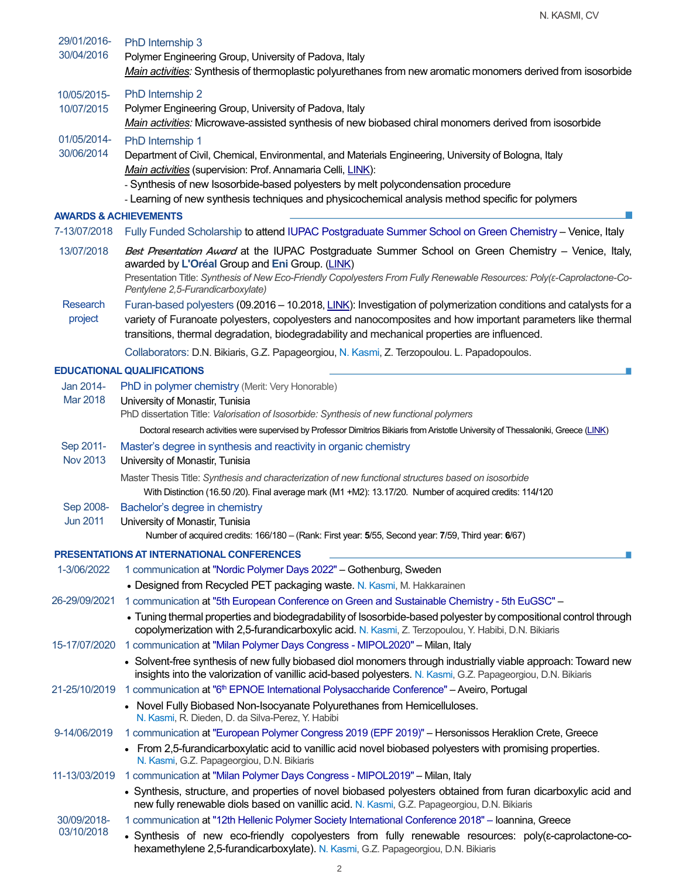**29/01/2016-30/04/2016** PhD Internship 3
Polymer Engineering Group, University of Padova, Italy
*Main activities:* Synthesis of thermoplastic polyurethanes from new aromatic monomers derived from isosorbide

**10/05/2015-10/07/2015** PhD Internship 2
Polymer Engineering Group, University of Padova, Italy
*Main activities:* Microwave-assisted synthesis of new biobased chiral monomers derived from isosorbide

**01/05/2014-30/06/2014** PhD Internship 1
Department of Civil, Chemical, Environmental, and Materials Engineering, University of Bologna, Italy
*Main activities* (supervision: Prof. Annamaria Celli, LINK):
- Synthesis of new Isosorbide-based polyesters by melt polycondensation procedure
- Learning of new synthesis techniques and physicochemical analysis method specific for polymers

## AWARDS & ACHIEVEMENTS

**7-13/07/2018** Fully Funded Scholarship to attend IUPAC Postgraduate Summer School on Green Chemistry – Venice, Italy

**13/07/2018** *Best Presentation Award* at the IUPAC Postgraduate Summer School on Green Chemistry – Venice, Italy, awarded by **L'Oréal** Group and **Eni** Group. (LINK)
Presentation Title: *Synthesis of New Eco-Friendly Copolyesters From Fully Renewable Resources: Poly(ε-Caprolactone-Co-Pentylene 2,5-Furandicarboxylate)*

**Research project** Furan-based polyesters (09.2016 – 10.2018, LINK): Investigation of polymerization conditions and catalysts for a variety of Furanoate polyesters, copolyesters and nanocomposites and how important parameters like thermal transitions, thermal degradation, biodegradability and mechanical properties are influenced.

Collaborators: D.N. Bikiaris, G.Z. Papageorgiou, N. Kasmi, Z. Terzopoulou. L. Papadopoulos.

## EDUCATIONAL QUALIFICATIONS

**Jan 2014-Mar 2018** PhD in polymer chemistry (Merit: Very Honorable)
University of Monastir, Tunisia
PhD dissertation Title: *Valorisation of Isosorbide: Synthesis of new functional polymers*
Doctoral research activities were supervised by Professor Dimitrios Bikiaris from Aristotle University of Thessaloniki, Greece (LINK)

**Sep 2011-Nov 2013** Master's degree in synthesis and reactivity in organic chemistry
University of Monastir, Tunisia
Master Thesis Title: *Synthesis and characterization of new functional structures based on isosorbide*
With Distinction (16.50 /20). Final average mark (M1 +M2): 13.17/20. Number of acquired credits: 114/120

**Sep 2008-Jun 2011** Bachelor's degree in chemistry
University of Monastir, Tunisia
Number of acquired credits: 166/180 – (Rank: First year: **5**/55, Second year: **7**/59, Third year: **6**/67)

## PRESENTATIONS AT INTERNATIONAL CONFERENCES

**1-3/06/2022** 1 communication at "Nordic Polymer Days 2022" – Gothenburg, Sweden
- Designed from Recycled PET packaging waste. N. Kasmi, M. Hakkarainen

**26-29/09/2021** 1 communication at "5th European Conference on Green and Sustainable Chemistry - 5th EuGSC" –
- Tuning thermal properties and biodegradability of Isosorbide-based polyester by compositional control through copolymerization with 2,5-furandicarboxylic acid. N. Kasmi, Z. Terzopoulou, Y. Habibi, D.N. Bikiaris

**15-17/07/2020** 1 communication at "Milan Polymer Days Congress - MIPOL2020" – Milan, Italy
- Solvent-free synthesis of new fully biobased diol monomers through industrially viable approach: Toward new insights into the valorization of vanillic acid-based polyesters. N. Kasmi, G.Z. Papageorgiou, D.N. Bikiaris

**21-25/10/2019** 1 communication at "6th EPNOE International Polysaccharide Conference" – Aveiro, Portugal
- Novel Fully Biobased Non-Isocyanate Polyurethanes from Hemicelluloses. N. Kasmi, R. Dieden, D. da Silva-Perez, Y. Habibi

**9-14/06/2019** 1 communication at "European Polymer Congress 2019 (EPF 2019)" – Hersonissos Heraklion Crete, Greece
- From 2,5-furandicarboxylatic acid to vanillic acid novel biobased polyesters with promising properties. N. Kasmi, G.Z. Papageorgiou, D.N. Bikiaris

**11-13/03/2019** 1 communication at "Milan Polymer Days Congress - MIPOL2019" – Milan, Italy
- Synthesis, structure, and properties of novel biobased polyesters obtained from furan dicarboxylic acid and new fully renewable diols based on vanillic acid. N. Kasmi, G.Z. Papageorgiou, D.N. Bikiaris

**30/09/2018-03/10/2018** 1 communication at "12th Hellenic Polymer Society International Conference 2018" – Ioannina, Greece
- Synthesis of new eco-friendly copolyesters from fully renewable resources: poly(ε-caprolactone-co-hexamethylene 2,5-furandicarboxylate). N. Kasmi, G.Z. Papageorgiou, D.N. Bikiaris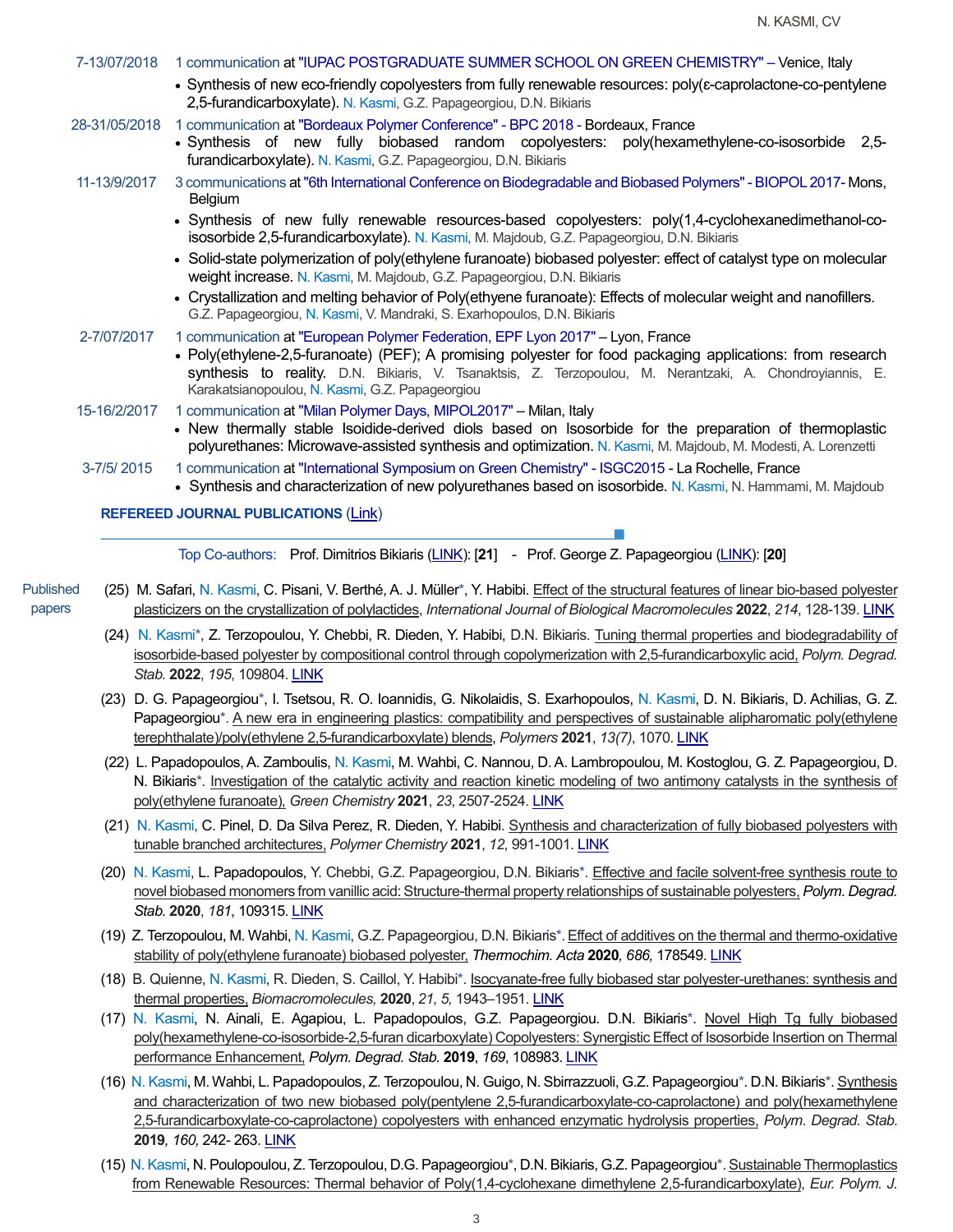7-13/07/2018 1 communication at "IUPAC POSTGRADUATE SUMMER SCHOOL ON GREEN CHEMISTRY" – Venice, Italy

- Synthesis of new eco-friendly copolyesters from fully renewable resources: poly(ε-caprolactone-co-pentylene 2,5-furandicarboxylate). N. Kasmi, G.Z. Papageorgiou, D.N. Bikiaris

28-31/05/2018 1 communication at "Bordeaux Polymer Conference" - BPC 2018 - Bordeaux, France

- Synthesis of new fully biobased random copolyesters: poly(hexamethylene-co-isosorbide 2,5-furandicarboxylate). N. Kasmi, G.Z. Papageorgiou, D.N. Bikiaris

11-13/9/2017 3 communications at "6th International Conference on Biodegradable and Biobased Polymers" - BIOPOL 2017- Mons, Belgium

- Synthesis of new fully renewable resources-based copolyesters: poly(1,4-cyclohexanedimethanol-co-isosorbide 2,5-furandicarboxylate). N. Kasmi, M. Majdoub, G.Z. Papageorgiou, D.N. Bikiaris
- Solid-state polymerization of poly(ethylene furanoate) biobased polyester: effect of catalyst type on molecular weight increase. N. Kasmi, M. Majdoub, G.Z. Papageorgiou, D.N. Bikiaris
- Crystallization and melting behavior of Poly(ethyene furanoate): Effects of molecular weight and nanofillers. G.Z. Papageorgiou, N. Kasmi, V. Mandraki, S. Exarhopoulos, D.N. Bikiaris

2-7/07/2017 1 communication at "European Polymer Federation, EPF Lyon 2017" – Lyon, France

- Poly(ethylene-2,5-furanoate) (PEF); A promising polyester for food packaging applications: from research synthesis to reality. D.N. Bikiaris, V. Tsanaktsis, Z. Terzopoulou, M. Nerantzaki, A. Chondroyiannis, E. Karakatsianopoulou, N. Kasmi, G.Z. Papageorgiou

15-16/2/2017 1 communication at "Milan Polymer Days, MIPOL2017" – Milan, Italy

- New thermally stable Isoidide-derived diols based on Isosorbide for the preparation of thermoplastic polyurethanes: Microwave-assisted synthesis and optimization. N. Kasmi, M. Majdoub, M. Modesti, A. Lorenzetti

3-7/5/ 2015 1 communication at "International Symposium on Green Chemistry" - ISGC2015 - La Rochelle, France

- Synthesis and characterization of new polyurethanes based on isosorbide. N. Kasmi, N. Hammami, M. Majdoub

## REFEREED JOURNAL PUBLICATIONS (Link)

Top Co-authors: Prof. Dimitrios Bikiaris (LINK): [**21**] - Prof. George Z. Papageorgiou (LINK): [**20**]

Published papers

(25) M. Safari, N. Kasmi, C. Pisani, V. Berthé, A. J. Müller*, Y. Habibi. Effect of the structural features of linear bio-based polyester plasticizers on the crystallization of polylactides, *International Journal of Biological Macromolecules* **2022**, *214*, 128-139. LINK

(24) N. Kasmi*, Z. Terzopoulou, Y. Chebbi, R. Dieden, Y. Habibi, D.N. Bikiaris. Tuning thermal properties and biodegradability of isosorbide-based polyester by compositional control through copolymerization with 2,5-furandicarboxylic acid, *Polym. Degrad. Stab.* **2022**, *195*, 109804. LINK

(23) D. G. Papageorgiou*, I. Tsetsou, R. O. Ioannidis, G. Nikolaidis, S. Exarhopoulos, N. Kasmi, D. N. Bikiaris, D. Achilias, G. Z. Papageorgiou*. A new era in engineering plastics: compatibility and perspectives of sustainable alipharomatic poly(ethylene terephthalate)/poly(ethylene 2,5-furandicarboxylate) blends, *Polymers* **2021**, *13(7)*, 1070. LINK

(22) L. Papadopoulos, A. Zamboulis, N. Kasmi, M. Wahbi, C. Nannou, D. A. Lambropoulou, M. Kostoglou, G. Z. Papageorgiou, D. N. Bikiaris*. Investigation of the catalytic activity and reaction kinetic modeling of two antimony catalysts in the synthesis of poly(ethylene furanoate), *Green Chemistry* **2021**, *23*, 2507-2524. LINK

(21) N. Kasmi, C. Pinel, D. Da Silva Perez, R. Dieden, Y. Habibi. Synthesis and characterization of fully biobased polyesters with tunable branched architectures, *Polymer Chemistry* **2021**, *12*, 991-1001. LINK

(20) N. Kasmi, L. Papadopoulos, Y. Chebbi, G.Z. Papageorgiou, D.N. Bikiaris*. Effective and facile solvent-free synthesis route to novel biobased monomers from vanillic acid: Structure-thermal property relationships of sustainable polyesters, *Polym. Degrad. Stab.* **2020**, *181*, 109315. LINK

(19) Z. Terzopoulou, M. Wahbi, N. Kasmi, G.Z. Papageorgiou, D.N. Bikiaris*. Effect of additives on the thermal and thermo-oxidative stability of poly(ethylene furanoate) biobased polyester, *Thermochim. Acta* **2020**, *686*, 178549. LINK

(18) B. Quienne, N. Kasmi, R. Dieden, S. Caillol, Y. Habibi*. Isocyanate-free fully biobased star polyester-urethanes: synthesis and thermal properties, *Biomacromolecules*, **2020**, *21, 5*, 1943–1951. LINK

(17) N. Kasmi, N. Ainali, E. Agapiou, L. Papadopoulos, G.Z. Papageorgiou. D.N. Bikiaris*. Novel High Tg fully biobased poly(hexamethylene-co-isosorbide-2,5-furan dicarboxylate) Copolyesters: Synergistic Effect of Isosorbide Insertion on Thermal performance Enhancement, *Polym. Degrad. Stab.* **2019**, *169*, 108983. LINK

(16) N. Kasmi, M. Wahbi, L. Papadopoulos, Z. Terzopoulou, N. Guigo, N. Sbirrazzuoli, G.Z. Papageorgiou*. D.N. Bikiaris*. Synthesis and characterization of two new biobased poly(pentylene 2,5-furandicarboxylate-co-caprolactone) and poly(hexamethylene 2,5-furandicarboxylate-co-caprolactone) copolyesters with enhanced enzymatic hydrolysis properties, *Polym. Degrad. Stab.* **2019**, *160*, 242- 263. LINK

(15) N. Kasmi, N. Poulopoulou, Z. Terzopoulou, D.G. Papageorgiou*, D.N. Bikiaris, G.Z. Papageorgiou*. Sustainable Thermoplastics from Renewable Resources: Thermal behavior of Poly(1,4-cyclohexane dimethylene 2,5-furandicarboxylate), *Eur. Polym. J.*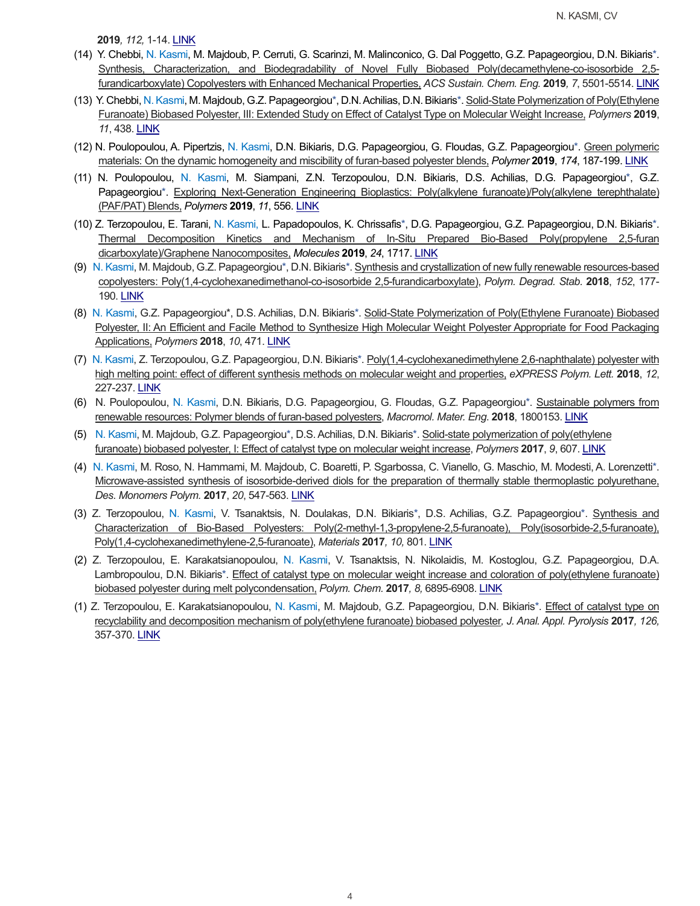**2019**, *112,* 1-14. LINK

(14) Y. Chebbi, N. Kasmi, M. Majdoub, P. Cerruti, G. Scarinzi, M. Malinconico, G. Dal Poggetto, G.Z. Papageorgiou, D.N. Bikiaris*. Synthesis, Characterization, and Biodegradability of Novel Fully Biobased Poly(decamethylene-co-isosorbide 2,5-furandicarboxylate) Copolyesters with Enhanced Mechanical Properties, *ACS Sustain. Chem. Eng.* **2019***, 7*, 5501-5514. LINK

(13) Y. Chebbi, N. Kasmi, M. Majdoub, G.Z. Papageorgiou*, D.N. Achilias, D.N. Bikiaris*. Solid-State Polymerization of Poly(Ethylene Furanoate) Biobased Polyester, III: Extended Study on Effect of Catalyst Type on Molecular Weight Increase, *Polymers* **2019**, *11*, 438. LINK

(12) N. Poulopoulou, A. Pipertzis, N. Kasmi, D.N. Bikiaris, D.G. Papageorgiou, G. Floudas, G.Z. Papageorgiou*. Green polymeric materials: On the dynamic homogeneity and miscibility of furan-based polyester blends, *Polymer* **2019**, *174*, 187-199. LINK

(11) N. Poulopoulou, N. Kasmi, M. Siampani, Z.N. Terzopoulou, D.N. Bikiaris, D.S. Achilias, D.G. Papageorgiou*, G.Z. Papageorgiou*. Exploring Next-Generation Engineering Bioplastics: Poly(alkylene furanoate)/Poly(alkylene terephthalate) (PAF/PAT) Blends, *Polymers* **2019**, *11*, 556. LINK

(10) Z. Terzopoulou, E. Tarani, N. Kasmi, L. Papadopoulos, K. Chrissafis*, D.G. Papageorgiou, G.Z. Papageorgiou, D.N. Bikiaris*. Thermal Decomposition Kinetics and Mechanism of In-Situ Prepared Bio-Based Poly(propylene 2,5-furan dicarboxylate)/Graphene Nanocomposites, *Molecules* **2019**, *24*, 1717. LINK

(9) N. Kasmi, M. Majdoub, G.Z. Papageorgiou*, D.N. Bikiaris*. Synthesis and crystallization of new fully renewable resources-based copolyesters: Poly(1,4-cyclohexanedimethanol-co-isosorbide 2,5-furandicarboxylate), *Polym. Degrad. Stab.* **2018**, *152*, 177-190. LINK

(8) N. Kasmi, G.Z. Papageorgiou*, D.S. Achilias, D.N. Bikiaris*. Solid-State Polymerization of Poly(Ethylene Furanoate) Biobased Polyester, II: An Efficient and Facile Method to Synthesize High Molecular Weight Polyester Appropriate for Food Packaging Applications, *Polymers* **2018**, *10*, 471. LINK

(7) N. Kasmi, Z. Terzopoulou, G.Z. Papageorgiou, D.N. Bikiaris*. Poly(1,4-cyclohexanedimethylene 2,6-naphthalate) polyester with high melting point: effect of different synthesis methods on molecular weight and properties, *eXPRESS Polym. Lett.* **2018**, *12*, 227-237. LINK

(6) N. Poulopoulou, N. Kasmi, D.N. Bikiaris, D.G. Papageorgiou, G. Floudas, G.Z. Papageorgiou*. Sustainable polymers from renewable resources: Polymer blends of furan-based polyesters, *Macromol. Mater. Eng.* **2018**, 1800153. LINK

(5) N. Kasmi, M. Majdoub, G.Z. Papageorgiou*, D.S. Achilias, D.N. Bikiaris*. Solid-state polymerization of poly(ethylene furanoate) biobased polyester, I: Effect of catalyst type on molecular weight increase, *Polymers* **2017**, *9*, 607. LINK

(4) N. Kasmi, M. Roso, N. Hammami, M. Majdoub, C. Boaretti, P. Sgarbossa, C. Vianello, G. Maschio, M. Modesti, A. Lorenzetti*. Microwave-assisted synthesis of isosorbide-derived diols for the preparation of thermally stable thermoplastic polyurethane, *Des. Monomers Polym.* **2017**, *20*, 547-563. LINK

(3) Z. Terzopoulou, N. Kasmi, V. Tsanaktsis, N. Doulakas, D.N. Bikiaris*, D.S. Achilias, G.Z. Papageorgiou*. Synthesis and Characterization of Bio-Based Polyesters: Poly(2-methyl-1,3-propylene-2,5-furanoate), Poly(isosorbide-2,5-furanoate), Poly(1,4-cyclohexanedimethylene-2,5-furanoate), *Materials* **2017***, 10,* 801. LINK

(2) Z. Terzopoulou, E. Karakatsianopoulou, N. Kasmi, V. Tsanaktsis, N. Nikolaidis, M. Kostoglou, G.Z. Papageorgiou, D.A. Lambropoulou, D.N. Bikiaris*. Effect of catalyst type on molecular weight increase and coloration of poly(ethylene furanoate) biobased polyester during melt polycondensation, *Polym. Chem.* **2017***, 8,* 6895-6908. LINK

(1) Z. Terzopoulou, E. Karakatsianopoulou, N. Kasmi, M. Majdoub, G.Z. Papageorgiou, D.N. Bikiaris*. Effect of catalyst type on recyclability and decomposition mechanism of poly(ethylene furanoate) biobased polyester, *J. Anal. Appl. Pyrolysis* **2017***, 126,* 357-370. LINK